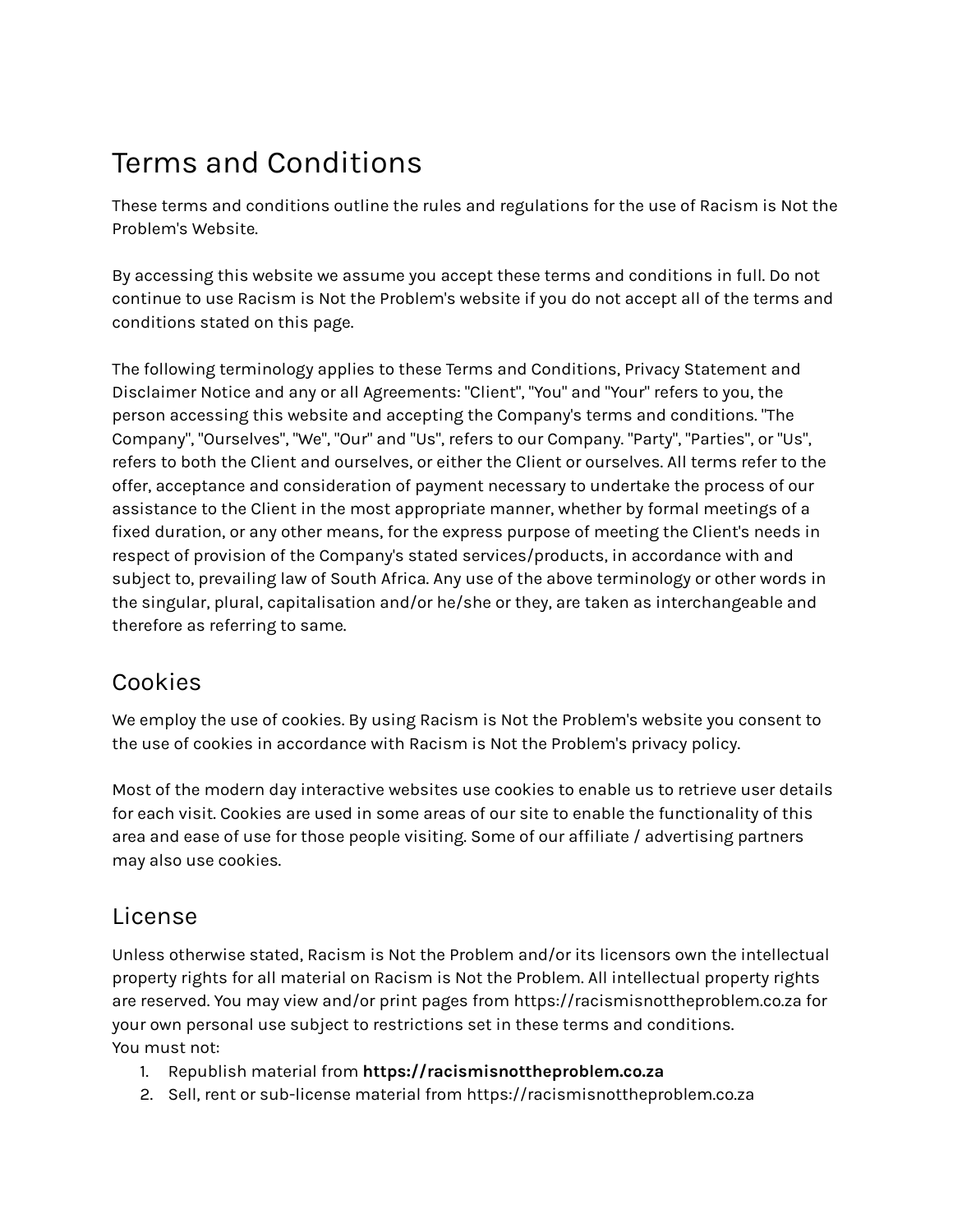# Terms and Conditions

These terms and conditions outline the rules and regulations for the use of Racism is Not the Problem's Website.

By accessing this website we assume you accept these terms and conditions in full. Do not continue to use Racism is Not the Problem's website if you do not accept all of the terms and conditions stated on this page.

The following terminology applies to these Terms and Conditions, Privacy Statement and Disclaimer Notice and any or all Agreements: "Client", "You" and "Your" refers to you, the person accessing this website and accepting the Company's terms and conditions. "The Company", "Ourselves", "We", "Our" and "Us", refers to our Company. "Party", "Parties", or "Us", refers to both the Client and ourselves, or either the Client or ourselves. All terms refer to the offer, acceptance and consideration of payment necessary to undertake the process of our assistance to the Client in the most appropriate manner, whether by formal meetings of a fixed duration, or any other means, for the express purpose of meeting the Client's needs in respect of provision of the Company's stated services/products, in accordance with and subject to, prevailing law of South Africa. Any use of the above terminology or other words in the singular, plural, capitalisation and/or he/she or they, are taken as interchangeable and therefore as referring to same.

## Cookies

We employ the use of cookies. By using Racism is Not the Problem's website you consent to the use of cookies in accordance with Racism is Not the Problem's privacy policy.

Most of the modern day interactive websites use cookies to enable us to retrieve user details for each visit. Cookies are used in some areas of our site to enable the functionality of this area and ease of use for those people visiting. Some of our affiliate / advertising partners may also use cookies.

## License

Unless otherwise stated, Racism is Not the Problem and/or its licensors own the intellectual property rights for all material on Racism is Not the Problem. All intellectual property rights are reserved. You may view and/or print pages from https://racismisnottheproblem.co.za for your own personal use subject to restrictions set in these terms and conditions.
You must not:

1. Republish material from **https://racismisnottheproblem.co.za**
2. Sell, rent or sub-license material from https://racismisnottheproblem.co.za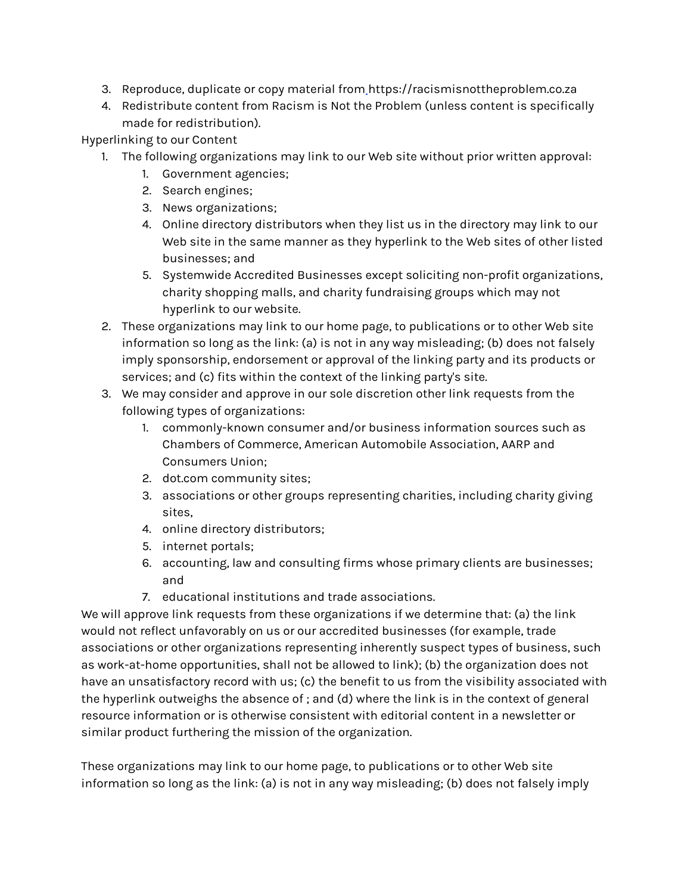3. Reproduce, duplicate or copy material from https://racismisnottheproblem.co.za
4. Redistribute content from Racism is Not the Problem (unless content is specifically made for redistribution).

Hyperlinking to our Content

1. The following organizations may link to our Web site without prior written approval:
    1. Government agencies;
    2. Search engines;
    3. News organizations;
    4. Online directory distributors when they list us in the directory may link to our Web site in the same manner as they hyperlink to the Web sites of other listed businesses; and
    5. Systemwide Accredited Businesses except soliciting non-profit organizations, charity shopping malls, and charity fundraising groups which may not hyperlink to our website.
2. These organizations may link to our home page, to publications or to other Web site information so long as the link: (a) is not in any way misleading; (b) does not falsely imply sponsorship, endorsement or approval of the linking party and its products or services; and (c) fits within the context of the linking party's site.
3. We may consider and approve in our sole discretion other link requests from the following types of organizations:
    1. commonly-known consumer and/or business information sources such as Chambers of Commerce, American Automobile Association, AARP and Consumers Union;
    2. dot.com community sites;
    3. associations or other groups representing charities, including charity giving sites,
    4. online directory distributors;
    5. internet portals;
    6. accounting, law and consulting firms whose primary clients are businesses; and
    7. educational institutions and trade associations.

We will approve link requests from these organizations if we determine that: (a) the link would not reflect unfavorably on us or our accredited businesses (for example, trade associations or other organizations representing inherently suspect types of business, such as work-at-home opportunities, shall not be allowed to link); (b) the organization does not have an unsatisfactory record with us; (c) the benefit to us from the visibility associated with the hyperlink outweighs the absence of ; and (d) where the link is in the context of general resource information or is otherwise consistent with editorial content in a newsletter or similar product furthering the mission of the organization.

These organizations may link to our home page, to publications or to other Web site information so long as the link: (a) is not in any way misleading; (b) does not falsely imply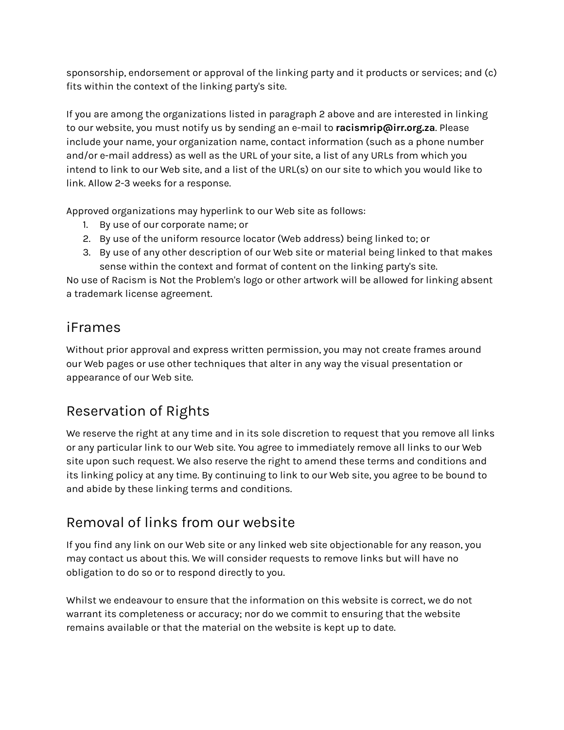sponsorship, endorsement or approval of the linking party and it products or services; and (c) fits within the context of the linking party's site.

If you are among the organizations listed in paragraph 2 above and are interested in linking to our website, you must notify us by sending an e-mail to **racismrip@irr.org.za**. Please include your name, your organization name, contact information (such as a phone number and/or e-mail address) as well as the URL of your site, a list of any URLs from which you intend to link to our Web site, and a list of the URL(s) on our site to which you would like to link. Allow 2-3 weeks for a response.

Approved organizations may hyperlink to our Web site as follows:

1. By use of our corporate name; or
2. By use of the uniform resource locator (Web address) being linked to; or
3. By use of any other description of our Web site or material being linked to that makes sense within the context and format of content on the linking party's site.

No use of Racism is Not the Problem's logo or other artwork will be allowed for linking absent a trademark license agreement.

## iFrames

Without prior approval and express written permission, you may not create frames around our Web pages or use other techniques that alter in any way the visual presentation or appearance of our Web site.

## Reservation of Rights

We reserve the right at any time and in its sole discretion to request that you remove all links or any particular link to our Web site. You agree to immediately remove all links to our Web site upon such request. We also reserve the right to amend these terms and conditions and its linking policy at any time. By continuing to link to our Web site, you agree to be bound to and abide by these linking terms and conditions.

## Removal of links from our website

If you find any link on our Web site or any linked web site objectionable for any reason, you may contact us about this. We will consider requests to remove links but will have no obligation to do so or to respond directly to you.

Whilst we endeavour to ensure that the information on this website is correct, we do not warrant its completeness or accuracy; nor do we commit to ensuring that the website remains available or that the material on the website is kept up to date.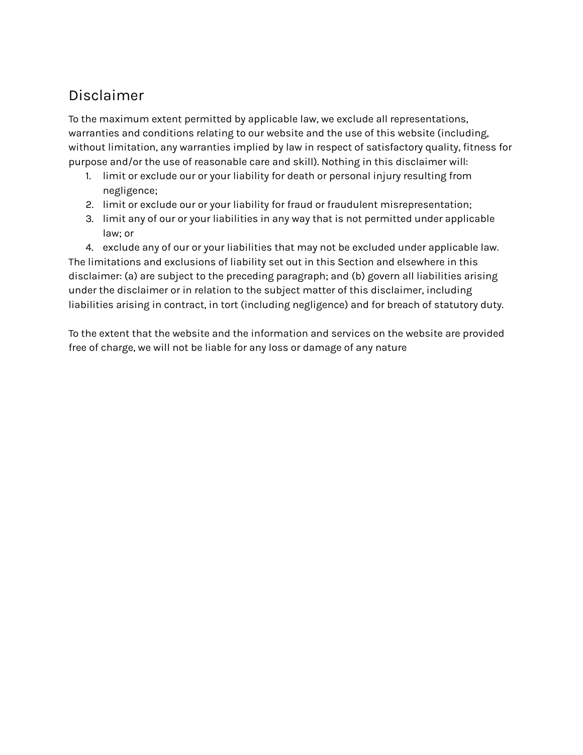## Disclaimer

To the maximum extent permitted by applicable law, we exclude all representations, warranties and conditions relating to our website and the use of this website (including, without limitation, any warranties implied by law in respect of satisfactory quality, fitness for purpose and/or the use of reasonable care and skill). Nothing in this disclaimer will:

1. limit or exclude our or your liability for death or personal injury resulting from negligence;
2. limit or exclude our or your liability for fraud or fraudulent misrepresentation;
3. limit any of our or your liabilities in any way that is not permitted under applicable law; or
4. exclude any of our or your liabilities that may not be excluded under applicable law.

The limitations and exclusions of liability set out in this Section and elsewhere in this disclaimer: (a) are subject to the preceding paragraph; and (b) govern all liabilities arising under the disclaimer or in relation to the subject matter of this disclaimer, including liabilities arising in contract, in tort (including negligence) and for breach of statutory duty.

To the extent that the website and the information and services on the website are provided free of charge, we will not be liable for any loss or damage of any nature